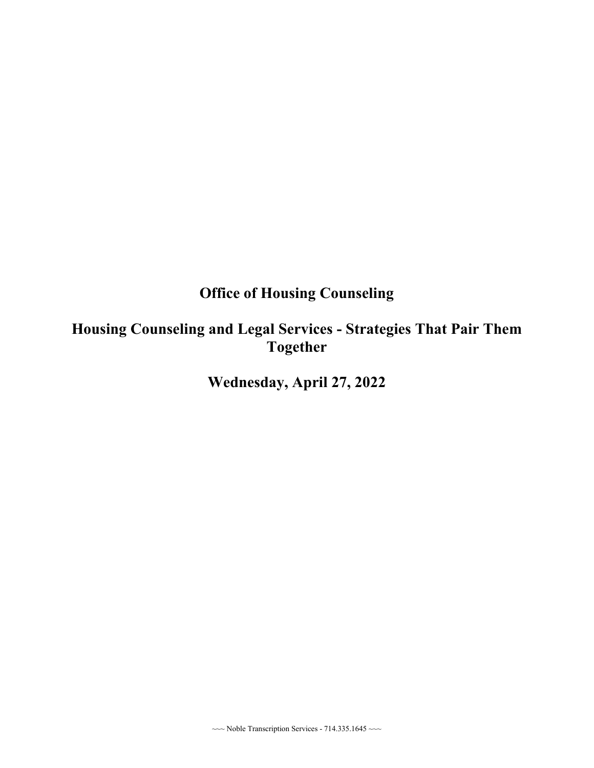# Office of Housing Counseling

## Housing Counseling and Legal Services - Strategies That Pair Them Together

## Wednesday, April 27, 2022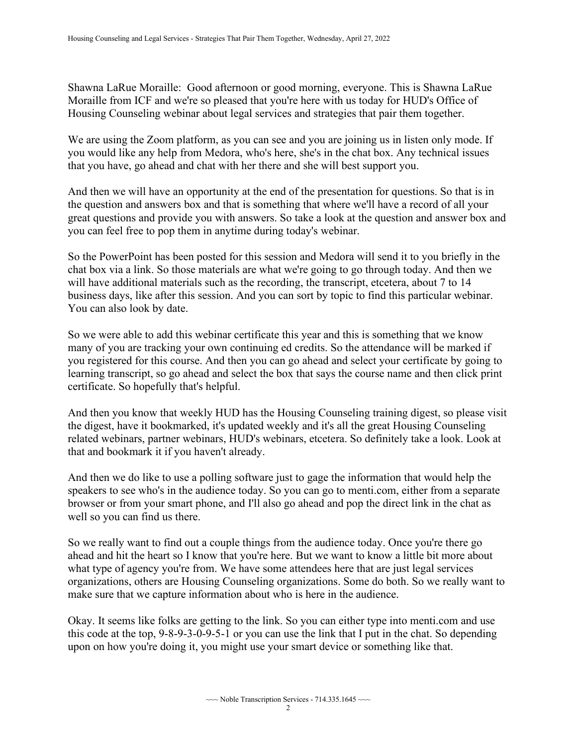Shawna LaRue Moraille: Good afternoon or good morning, everyone. This is Shawna LaRue Moraille from ICF and we're so pleased that you're here with us today for HUD's Office of Housing Counseling webinar about legal services and strategies that pair them together.

We are using the Zoom platform, as you can see and you are joining us in listen only mode. If you would like any help from Medora, who's here, she's in the chat box. Any technical issues that you have, go ahead and chat with her there and she will best support you.

And then we will have an opportunity at the end of the presentation for questions. So that is in the question and answers box and that is something that where we'll have a record of all your great questions and provide you with answers. So take a look at the question and answer box and you can feel free to pop them in anytime during today's webinar.

So the PowerPoint has been posted for this session and Medora will send it to you briefly in the chat box via a link. So those materials are what we're going to go through today. And then we will have additional materials such as the recording, the transcript, etcetera, about 7 to 14 business days, like after this session. And you can sort by topic to find this particular webinar. You can also look by date.

So we were able to add this webinar certificate this year and this is something that we know many of you are tracking your own continuing ed credits. So the attendance will be marked if you registered for this course. And then you can go ahead and select your certificate by going to learning transcript, so go ahead and select the box that says the course name and then click print certificate. So hopefully that's helpful.

And then you know that weekly HUD has the Housing Counseling training digest, so please visit the digest, have it bookmarked, it's updated weekly and it's all the great Housing Counseling related webinars, partner webinars, HUD's webinars, etcetera. So definitely take a look. Look at that and bookmark it if you haven't already.

And then we do like to use a polling software just to gage the information that would help the speakers to see who's in the audience today. So you can go to menti.com, either from a separate browser or from your smart phone, and I'll also go ahead and pop the direct link in the chat as well so you can find us there.

So we really want to find out a couple things from the audience today. Once you're there go ahead and hit the heart so I know that you're here. But we want to know a little bit more about what type of agency you're from. We have some attendees here that are just legal services organizations, others are Housing Counseling organizations. Some do both. So we really want to make sure that we capture information about who is here in the audience.

Okay. It seems like folks are getting to the link. So you can either type into menti.com and use this code at the top, 9-8-9-3-0-9-5-1 or you can use the link that I put in the chat. So depending upon on how you're doing it, you might use your smart device or something like that.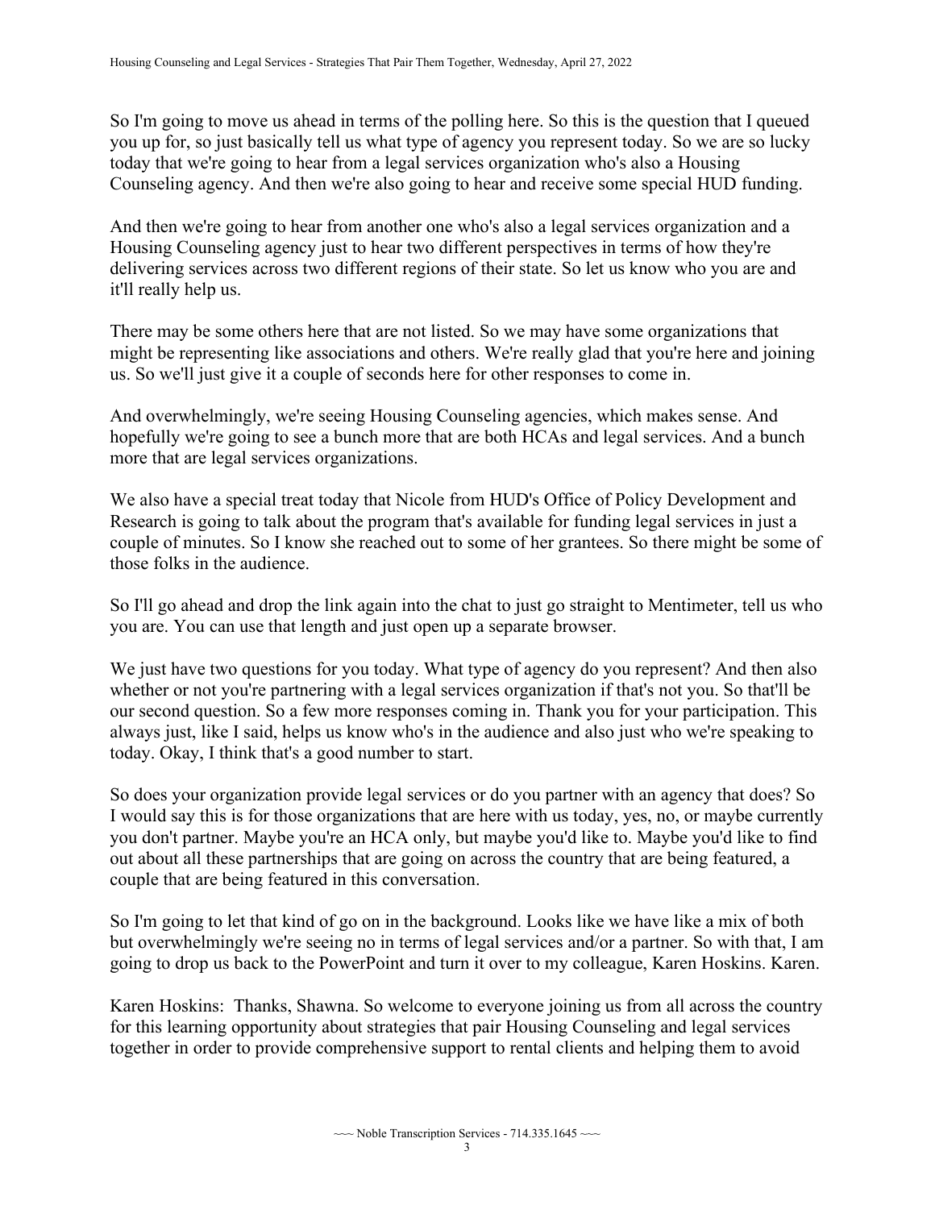So I'm going to move us ahead in terms of the polling here. So this is the question that I queued you up for, so just basically tell us what type of agency you represent today. So we are so lucky today that we're going to hear from a legal services organization who's also a Housing Counseling agency. And then we're also going to hear and receive some special HUD funding.

And then we're going to hear from another one who's also a legal services organization and a Housing Counseling agency just to hear two different perspectives in terms of how they're delivering services across two different regions of their state. So let us know who you are and it'll really help us.

There may be some others here that are not listed. So we may have some organizations that might be representing like associations and others. We're really glad that you're here and joining us. So we'll just give it a couple of seconds here for other responses to come in.

And overwhelmingly, we're seeing Housing Counseling agencies, which makes sense. And hopefully we're going to see a bunch more that are both HCAs and legal services. And a bunch more that are legal services organizations.

We also have a special treat today that Nicole from HUD's Office of Policy Development and Research is going to talk about the program that's available for funding legal services in just a couple of minutes. So I know she reached out to some of her grantees. So there might be some of those folks in the audience.

So I'll go ahead and drop the link again into the chat to just go straight to Mentimeter, tell us who you are. You can use that length and just open up a separate browser.

We just have two questions for you today. What type of agency do you represent? And then also whether or not you're partnering with a legal services organization if that's not you. So that'll be our second question. So a few more responses coming in. Thank you for your participation. This always just, like I said, helps us know who's in the audience and also just who we're speaking to today. Okay, I think that's a good number to start.

So does your organization provide legal services or do you partner with an agency that does? So I would say this is for those organizations that are here with us today, yes, no, or maybe currently you don't partner. Maybe you're an HCA only, but maybe you'd like to. Maybe you'd like to find out about all these partnerships that are going on across the country that are being featured, a couple that are being featured in this conversation.

So I'm going to let that kind of go on in the background. Looks like we have like a mix of both but overwhelmingly we're seeing no in terms of legal services and/or a partner. So with that, I am going to drop us back to the PowerPoint and turn it over to my colleague, Karen Hoskins. Karen.

Karen Hoskins: Thanks, Shawna. So welcome to everyone joining us from all across the country for this learning opportunity about strategies that pair Housing Counseling and legal services together in order to provide comprehensive support to rental clients and helping them to avoid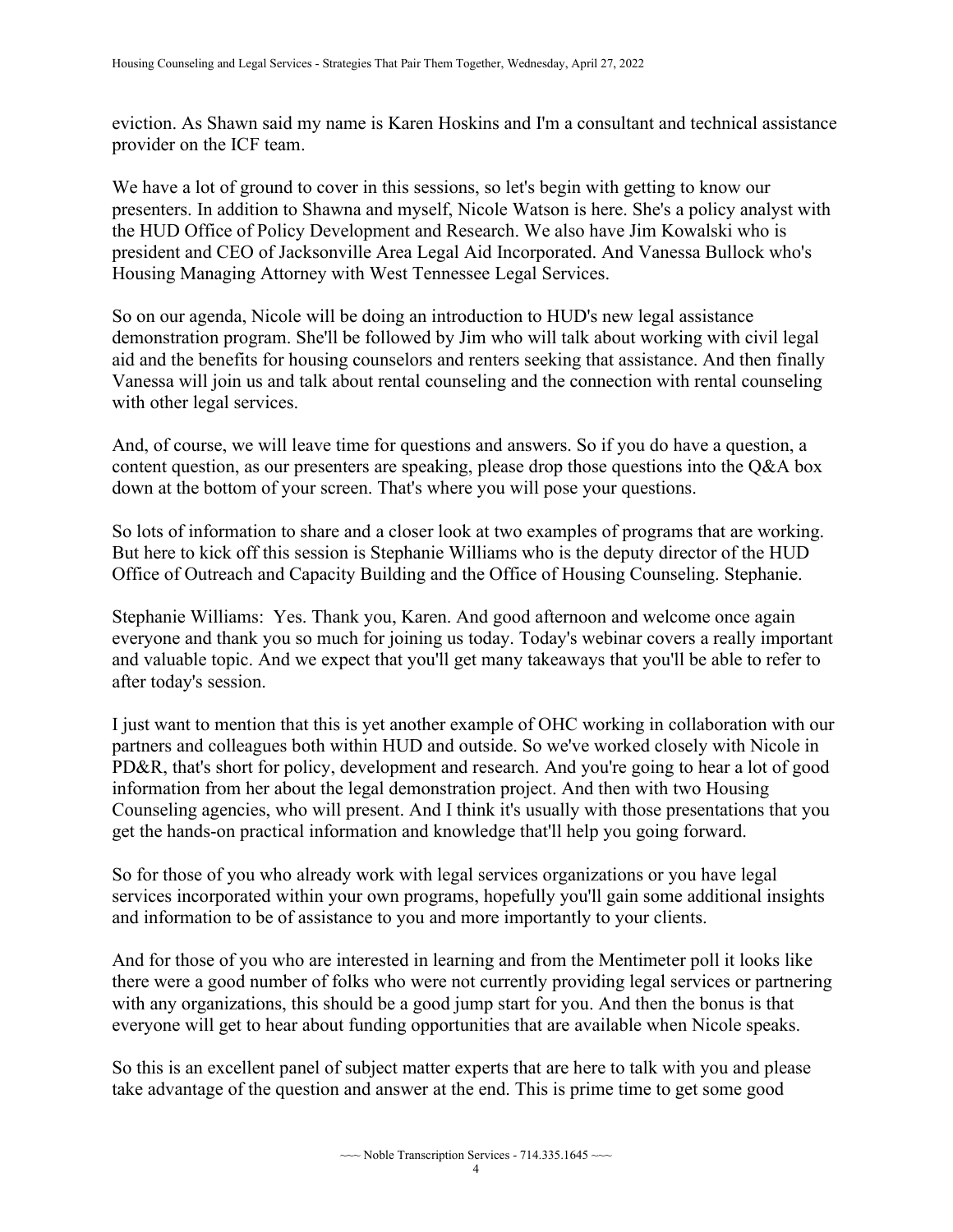eviction. As Shawn said my name is Karen Hoskins and I'm a consultant and technical assistance provider on the ICF team.

We have a lot of ground to cover in this sessions, so let's begin with getting to know our presenters. In addition to Shawna and myself, Nicole Watson is here. She's a policy analyst with the HUD Office of Policy Development and Research. We also have Jim Kowalski who is president and CEO of Jacksonville Area Legal Aid Incorporated. And Vanessa Bullock who's Housing Managing Attorney with West Tennessee Legal Services.

So on our agenda, Nicole will be doing an introduction to HUD's new legal assistance demonstration program. She'll be followed by Jim who will talk about working with civil legal aid and the benefits for housing counselors and renters seeking that assistance. And then finally Vanessa will join us and talk about rental counseling and the connection with rental counseling with other legal services.

And, of course, we will leave time for questions and answers. So if you do have a question, a content question, as our presenters are speaking, please drop those questions into the Q&A box down at the bottom of your screen. That's where you will pose your questions.

So lots of information to share and a closer look at two examples of programs that are working. But here to kick off this session is Stephanie Williams who is the deputy director of the HUD Office of Outreach and Capacity Building and the Office of Housing Counseling. Stephanie.

Stephanie Williams: Yes. Thank you, Karen. And good afternoon and welcome once again everyone and thank you so much for joining us today. Today's webinar covers a really important and valuable topic. And we expect that you'll get many takeaways that you'll be able to refer to after today's session.

I just want to mention that this is yet another example of OHC working in collaboration with our partners and colleagues both within HUD and outside. So we've worked closely with Nicole in PD&R, that's short for policy, development and research. And you're going to hear a lot of good information from her about the legal demonstration project. And then with two Housing Counseling agencies, who will present. And I think it's usually with those presentations that you get the hands-on practical information and knowledge that'll help you going forward.

So for those of you who already work with legal services organizations or you have legal services incorporated within your own programs, hopefully you'll gain some additional insights and information to be of assistance to you and more importantly to your clients.

And for those of you who are interested in learning and from the Mentimeter poll it looks like there were a good number of folks who were not currently providing legal services or partnering with any organizations, this should be a good jump start for you. And then the bonus is that everyone will get to hear about funding opportunities that are available when Nicole speaks.

So this is an excellent panel of subject matter experts that are here to talk with you and please take advantage of the question and answer at the end. This is prime time to get some good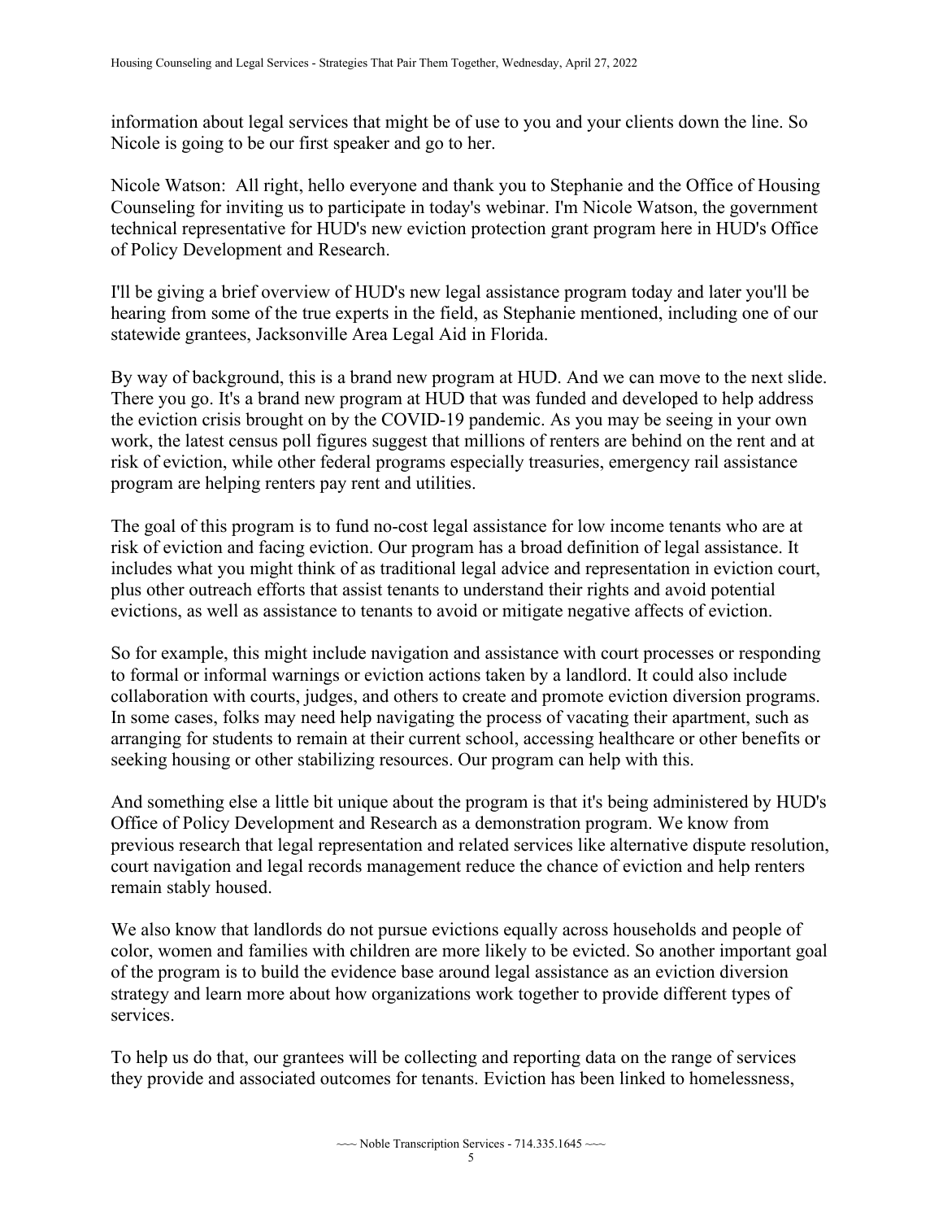information about legal services that might be of use to you and your clients down the line. So Nicole is going to be our first speaker and go to her.

Nicole Watson: All right, hello everyone and thank you to Stephanie and the Office of Housing Counseling for inviting us to participate in today's webinar. I'm Nicole Watson, the government technical representative for HUD's new eviction protection grant program here in HUD's Office of Policy Development and Research.

I'll be giving a brief overview of HUD's new legal assistance program today and later you'll be hearing from some of the true experts in the field, as Stephanie mentioned, including one of our statewide grantees, Jacksonville Area Legal Aid in Florida.

By way of background, this is a brand new program at HUD. And we can move to the next slide. There you go. It's a brand new program at HUD that was funded and developed to help address the eviction crisis brought on by the COVID-19 pandemic. As you may be seeing in your own work, the latest census poll figures suggest that millions of renters are behind on the rent and at risk of eviction, while other federal programs especially treasuries, emergency rail assistance program are helping renters pay rent and utilities.

The goal of this program is to fund no-cost legal assistance for low income tenants who are at risk of eviction and facing eviction. Our program has a broad definition of legal assistance. It includes what you might think of as traditional legal advice and representation in eviction court, plus other outreach efforts that assist tenants to understand their rights and avoid potential evictions, as well as assistance to tenants to avoid or mitigate negative affects of eviction.

So for example, this might include navigation and assistance with court processes or responding to formal or informal warnings or eviction actions taken by a landlord. It could also include collaboration with courts, judges, and others to create and promote eviction diversion programs. In some cases, folks may need help navigating the process of vacating their apartment, such as arranging for students to remain at their current school, accessing healthcare or other benefits or seeking housing or other stabilizing resources. Our program can help with this.

And something else a little bit unique about the program is that it's being administered by HUD's Office of Policy Development and Research as a demonstration program. We know from previous research that legal representation and related services like alternative dispute resolution, court navigation and legal records management reduce the chance of eviction and help renters remain stably housed.

We also know that landlords do not pursue evictions equally across households and people of color, women and families with children are more likely to be evicted. So another important goal of the program is to build the evidence base around legal assistance as an eviction diversion strategy and learn more about how organizations work together to provide different types of services.

To help us do that, our grantees will be collecting and reporting data on the range of services they provide and associated outcomes for tenants. Eviction has been linked to homelessness,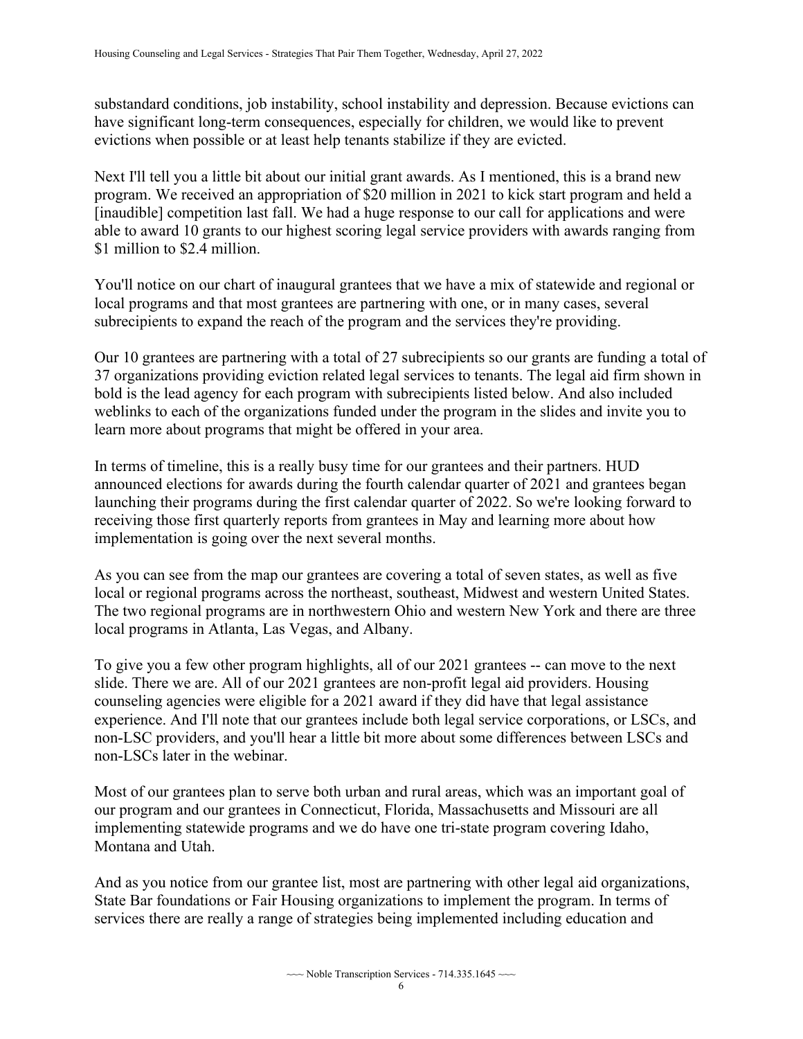substandard conditions, job instability, school instability and depression. Because evictions can have significant long-term consequences, especially for children, we would like to prevent evictions when possible or at least help tenants stabilize if they are evicted.

Next I'll tell you a little bit about our initial grant awards. As I mentioned, this is a brand new program. We received an appropriation of $20 million in 2021 to kick start program and held a [inaudible] competition last fall. We had a huge response to our call for applications and were able to award 10 grants to our highest scoring legal service providers with awards ranging from $1 million to $2.4 million.

You'll notice on our chart of inaugural grantees that we have a mix of statewide and regional or local programs and that most grantees are partnering with one, or in many cases, several subrecipients to expand the reach of the program and the services they're providing.

Our 10 grantees are partnering with a total of 27 subrecipients so our grants are funding a total of 37 organizations providing eviction related legal services to tenants. The legal aid firm shown in bold is the lead agency for each program with subrecipients listed below. And also included weblinks to each of the organizations funded under the program in the slides and invite you to learn more about programs that might be offered in your area.

In terms of timeline, this is a really busy time for our grantees and their partners. HUD announced elections for awards during the fourth calendar quarter of 2021 and grantees began launching their programs during the first calendar quarter of 2022. So we're looking forward to receiving those first quarterly reports from grantees in May and learning more about how implementation is going over the next several months.

As you can see from the map our grantees are covering a total of seven states, as well as five local or regional programs across the northeast, southeast, Midwest and western United States. The two regional programs are in northwestern Ohio and western New York and there are three local programs in Atlanta, Las Vegas, and Albany.

To give you a few other program highlights, all of our 2021 grantees -- can move to the next slide. There we are. All of our 2021 grantees are non-profit legal aid providers. Housing counseling agencies were eligible for a 2021 award if they did have that legal assistance experience. And I'll note that our grantees include both legal service corporations, or LSCs, and non-LSC providers, and you'll hear a little bit more about some differences between LSCs and non-LSCs later in the webinar.

Most of our grantees plan to serve both urban and rural areas, which was an important goal of our program and our grantees in Connecticut, Florida, Massachusetts and Missouri are all implementing statewide programs and we do have one tri-state program covering Idaho, Montana and Utah.

And as you notice from our grantee list, most are partnering with other legal aid organizations, State Bar foundations or Fair Housing organizations to implement the program. In terms of services there are really a range of strategies being implemented including education and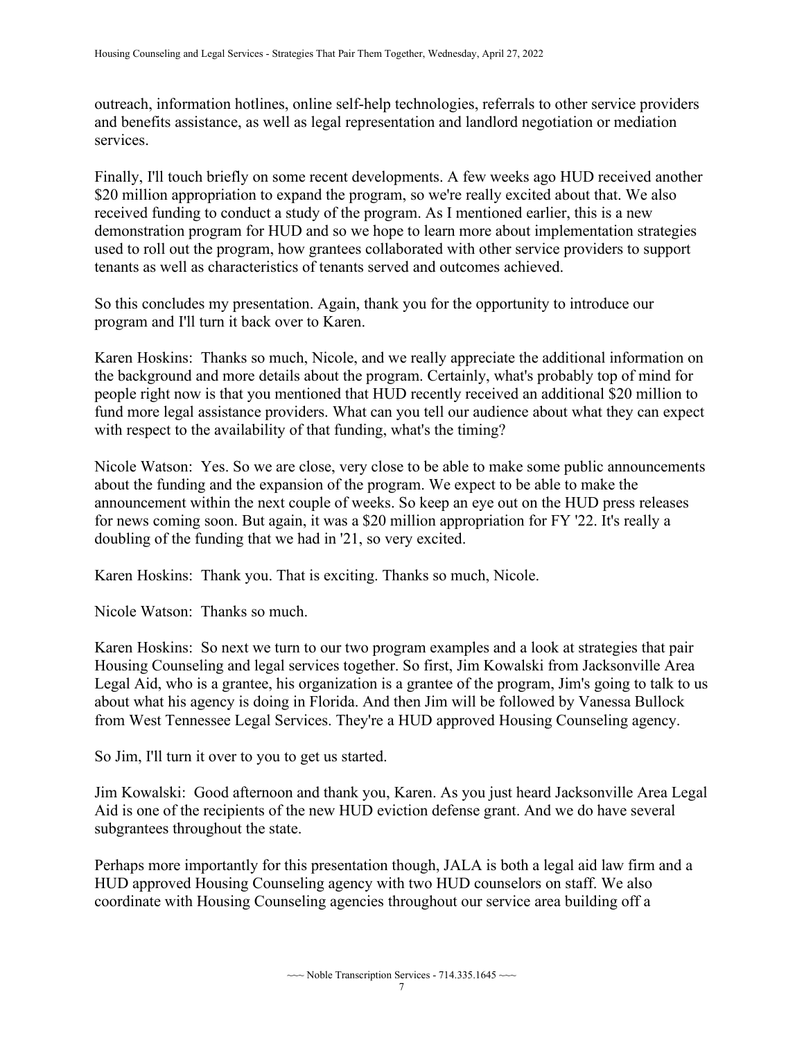outreach, information hotlines, online self-help technologies, referrals to other service providers and benefits assistance, as well as legal representation and landlord negotiation or mediation services.

Finally, I'll touch briefly on some recent developments. A few weeks ago HUD received another $20 million appropriation to expand the program, so we're really excited about that. We also received funding to conduct a study of the program. As I mentioned earlier, this is a new demonstration program for HUD and so we hope to learn more about implementation strategies used to roll out the program, how grantees collaborated with other service providers to support tenants as well as characteristics of tenants served and outcomes achieved.

So this concludes my presentation. Again, thank you for the opportunity to introduce our program and I'll turn it back over to Karen.

Karen Hoskins: Thanks so much, Nicole, and we really appreciate the additional information on the background and more details about the program. Certainly, what's probably top of mind for people right now is that you mentioned that HUD recently received an additional $20 million to fund more legal assistance providers. What can you tell our audience about what they can expect with respect to the availability of that funding, what's the timing?

Nicole Watson: Yes. So we are close, very close to be able to make some public announcements about the funding and the expansion of the program. We expect to be able to make the announcement within the next couple of weeks. So keep an eye out on the HUD press releases for news coming soon. But again, it was a $20 million appropriation for FY '22. It's really a doubling of the funding that we had in '21, so very excited.

Karen Hoskins: Thank you. That is exciting. Thanks so much, Nicole.

Nicole Watson: Thanks so much.

Karen Hoskins: So next we turn to our two program examples and a look at strategies that pair Housing Counseling and legal services together. So first, Jim Kowalski from Jacksonville Area Legal Aid, who is a grantee, his organization is a grantee of the program, Jim's going to talk to us about what his agency is doing in Florida. And then Jim will be followed by Vanessa Bullock from West Tennessee Legal Services. They're a HUD approved Housing Counseling agency.

So Jim, I'll turn it over to you to get us started.

Jim Kowalski: Good afternoon and thank you, Karen. As you just heard Jacksonville Area Legal Aid is one of the recipients of the new HUD eviction defense grant. And we do have several subgrantees throughout the state.

Perhaps more importantly for this presentation though, JALA is both a legal aid law firm and a HUD approved Housing Counseling agency with two HUD counselors on staff. We also coordinate with Housing Counseling agencies throughout our service area building off a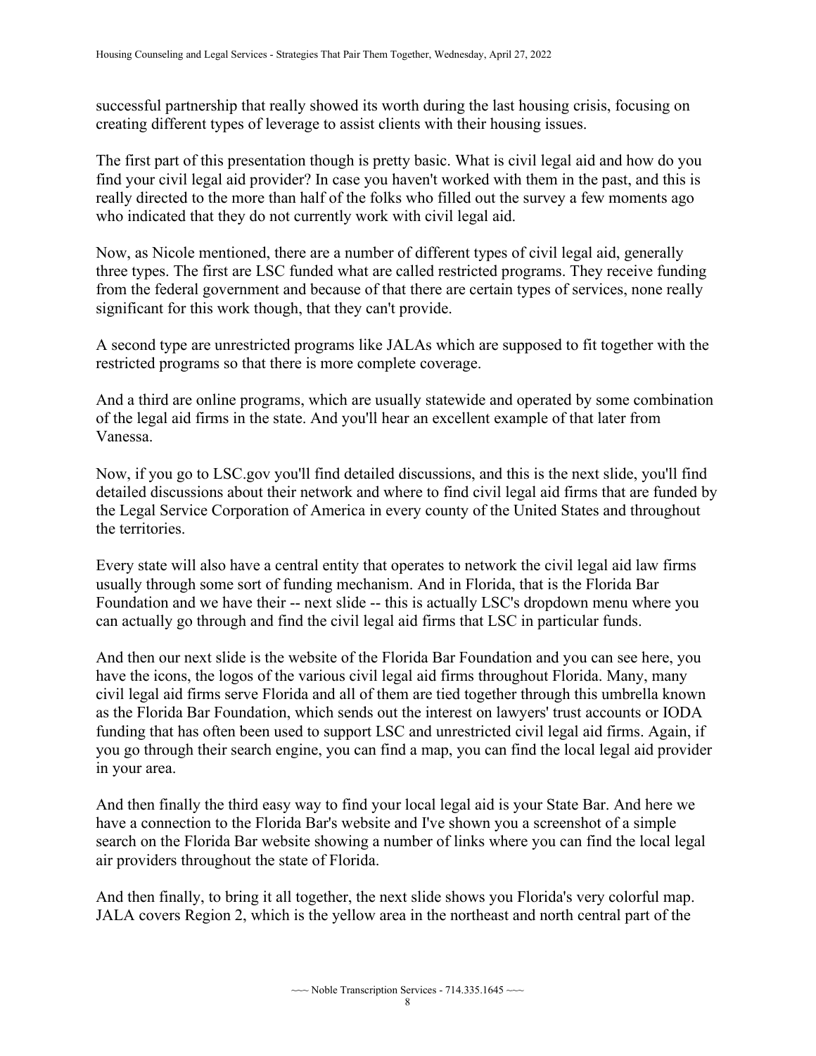successful partnership that really showed its worth during the last housing crisis, focusing on creating different types of leverage to assist clients with their housing issues.

The first part of this presentation though is pretty basic. What is civil legal aid and how do you find your civil legal aid provider? In case you haven't worked with them in the past, and this is really directed to the more than half of the folks who filled out the survey a few moments ago who indicated that they do not currently work with civil legal aid.

Now, as Nicole mentioned, there are a number of different types of civil legal aid, generally three types. The first are LSC funded what are called restricted programs. They receive funding from the federal government and because of that there are certain types of services, none really significant for this work though, that they can't provide.

A second type are unrestricted programs like JALAs which are supposed to fit together with the restricted programs so that there is more complete coverage.

And a third are online programs, which are usually statewide and operated by some combination of the legal aid firms in the state. And you'll hear an excellent example of that later from Vanessa.

Now, if you go to LSC.gov you'll find detailed discussions, and this is the next slide, you'll find detailed discussions about their network and where to find civil legal aid firms that are funded by the Legal Service Corporation of America in every county of the United States and throughout the territories.

Every state will also have a central entity that operates to network the civil legal aid law firms usually through some sort of funding mechanism. And in Florida, that is the Florida Bar Foundation and we have their -- next slide -- this is actually LSC's dropdown menu where you can actually go through and find the civil legal aid firms that LSC in particular funds.

And then our next slide is the website of the Florida Bar Foundation and you can see here, you have the icons, the logos of the various civil legal aid firms throughout Florida. Many, many civil legal aid firms serve Florida and all of them are tied together through this umbrella known as the Florida Bar Foundation, which sends out the interest on lawyers' trust accounts or IODA funding that has often been used to support LSC and unrestricted civil legal aid firms. Again, if you go through their search engine, you can find a map, you can find the local legal aid provider in your area.

And then finally the third easy way to find your local legal aid is your State Bar. And here we have a connection to the Florida Bar's website and I've shown you a screenshot of a simple search on the Florida Bar website showing a number of links where you can find the local legal air providers throughout the state of Florida.

And then finally, to bring it all together, the next slide shows you Florida's very colorful map. JALA covers Region 2, which is the yellow area in the northeast and north central part of the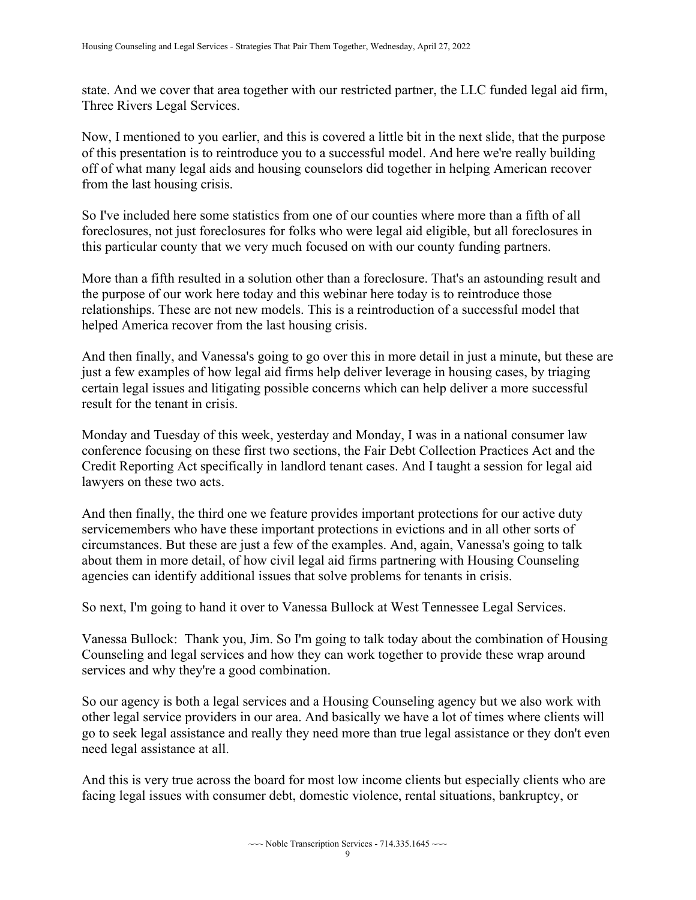state. And we cover that area together with our restricted partner, the LLC funded legal aid firm, Three Rivers Legal Services.

Now, I mentioned to you earlier, and this is covered a little bit in the next slide, that the purpose of this presentation is to reintroduce you to a successful model. And here we're really building off of what many legal aids and housing counselors did together in helping American recover from the last housing crisis.

So I've included here some statistics from one of our counties where more than a fifth of all foreclosures, not just foreclosures for folks who were legal aid eligible, but all foreclosures in this particular county that we very much focused on with our county funding partners.

More than a fifth resulted in a solution other than a foreclosure. That's an astounding result and the purpose of our work here today and this webinar here today is to reintroduce those relationships. These are not new models. This is a reintroduction of a successful model that helped America recover from the last housing crisis.

And then finally, and Vanessa's going to go over this in more detail in just a minute, but these are just a few examples of how legal aid firms help deliver leverage in housing cases, by triaging certain legal issues and litigating possible concerns which can help deliver a more successful result for the tenant in crisis.

Monday and Tuesday of this week, yesterday and Monday, I was in a national consumer law conference focusing on these first two sections, the Fair Debt Collection Practices Act and the Credit Reporting Act specifically in landlord tenant cases. And I taught a session for legal aid lawyers on these two acts.

And then finally, the third one we feature provides important protections for our active duty servicemembers who have these important protections in evictions and in all other sorts of circumstances. But these are just a few of the examples. And, again, Vanessa's going to talk about them in more detail, of how civil legal aid firms partnering with Housing Counseling agencies can identify additional issues that solve problems for tenants in crisis.

So next, I'm going to hand it over to Vanessa Bullock at West Tennessee Legal Services.

Vanessa Bullock: Thank you, Jim. So I'm going to talk today about the combination of Housing Counseling and legal services and how they can work together to provide these wrap around services and why they're a good combination.

So our agency is both a legal services and a Housing Counseling agency but we also work with other legal service providers in our area. And basically we have a lot of times where clients will go to seek legal assistance and really they need more than true legal assistance or they don't even need legal assistance at all.

And this is very true across the board for most low income clients but especially clients who are facing legal issues with consumer debt, domestic violence, rental situations, bankruptcy, or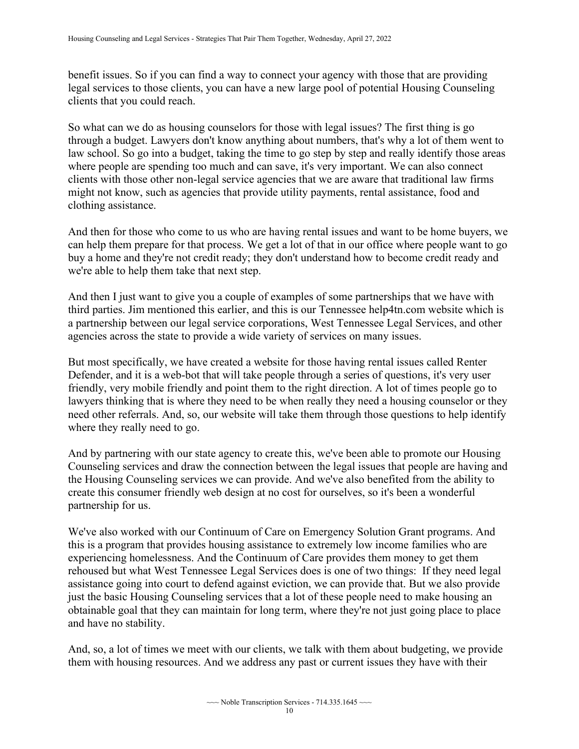benefit issues. So if you can find a way to connect your agency with those that are providing legal services to those clients, you can have a new large pool of potential Housing Counseling clients that you could reach.

So what can we do as housing counselors for those with legal issues? The first thing is go through a budget. Lawyers don't know anything about numbers, that's why a lot of them went to law school. So go into a budget, taking the time to go step by step and really identify those areas where people are spending too much and can save, it's very important. We can also connect clients with those other non-legal service agencies that we are aware that traditional law firms might not know, such as agencies that provide utility payments, rental assistance, food and clothing assistance.

And then for those who come to us who are having rental issues and want to be home buyers, we can help them prepare for that process. We get a lot of that in our office where people want to go buy a home and they're not credit ready; they don't understand how to become credit ready and we're able to help them take that next step.

And then I just want to give you a couple of examples of some partnerships that we have with third parties. Jim mentioned this earlier, and this is our Tennessee help4tn.com website which is a partnership between our legal service corporations, West Tennessee Legal Services, and other agencies across the state to provide a wide variety of services on many issues.

But most specifically, we have created a website for those having rental issues called Renter Defender, and it is a web-bot that will take people through a series of questions, it's very user friendly, very mobile friendly and point them to the right direction. A lot of times people go to lawyers thinking that is where they need to be when really they need a housing counselor or they need other referrals. And, so, our website will take them through those questions to help identify where they really need to go.

And by partnering with our state agency to create this, we've been able to promote our Housing Counseling services and draw the connection between the legal issues that people are having and the Housing Counseling services we can provide. And we've also benefited from the ability to create this consumer friendly web design at no cost for ourselves, so it's been a wonderful partnership for us.

We've also worked with our Continuum of Care on Emergency Solution Grant programs. And this is a program that provides housing assistance to extremely low income families who are experiencing homelessness. And the Continuum of Care provides them money to get them rehoused but what West Tennessee Legal Services does is one of two things: If they need legal assistance going into court to defend against eviction, we can provide that. But we also provide just the basic Housing Counseling services that a lot of these people need to make housing an obtainable goal that they can maintain for long term, where they're not just going place to place and have no stability.

And, so, a lot of times we meet with our clients, we talk with them about budgeting, we provide them with housing resources. And we address any past or current issues they have with their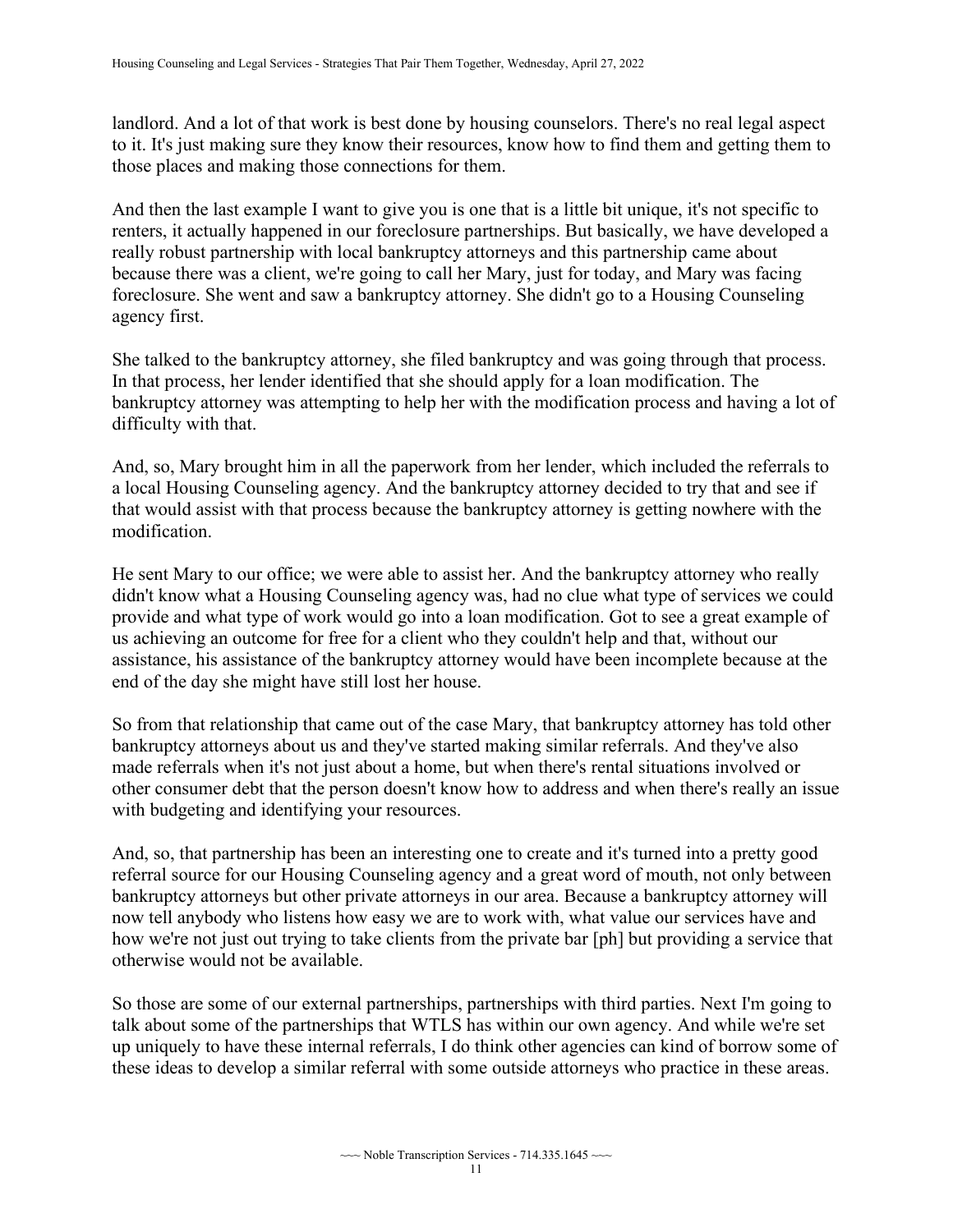landlord. And a lot of that work is best done by housing counselors. There's no real legal aspect to it. It's just making sure they know their resources, know how to find them and getting them to those places and making those connections for them.

And then the last example I want to give you is one that is a little bit unique, it's not specific to renters, it actually happened in our foreclosure partnerships. But basically, we have developed a really robust partnership with local bankruptcy attorneys and this partnership came about because there was a client, we're going to call her Mary, just for today, and Mary was facing foreclosure. She went and saw a bankruptcy attorney. She didn't go to a Housing Counseling agency first.

She talked to the bankruptcy attorney, she filed bankruptcy and was going through that process. In that process, her lender identified that she should apply for a loan modification. The bankruptcy attorney was attempting to help her with the modification process and having a lot of difficulty with that.

And, so, Mary brought him in all the paperwork from her lender, which included the referrals to a local Housing Counseling agency. And the bankruptcy attorney decided to try that and see if that would assist with that process because the bankruptcy attorney is getting nowhere with the modification.

He sent Mary to our office; we were able to assist her. And the bankruptcy attorney who really didn't know what a Housing Counseling agency was, had no clue what type of services we could provide and what type of work would go into a loan modification. Got to see a great example of us achieving an outcome for free for a client who they couldn't help and that, without our assistance, his assistance of the bankruptcy attorney would have been incomplete because at the end of the day she might have still lost her house.

So from that relationship that came out of the case Mary, that bankruptcy attorney has told other bankruptcy attorneys about us and they've started making similar referrals. And they've also made referrals when it's not just about a home, but when there's rental situations involved or other consumer debt that the person doesn't know how to address and when there's really an issue with budgeting and identifying your resources.

And, so, that partnership has been an interesting one to create and it's turned into a pretty good referral source for our Housing Counseling agency and a great word of mouth, not only between bankruptcy attorneys but other private attorneys in our area. Because a bankruptcy attorney will now tell anybody who listens how easy we are to work with, what value our services have and how we're not just out trying to take clients from the private bar [ph] but providing a service that otherwise would not be available.

So those are some of our external partnerships, partnerships with third parties. Next I'm going to talk about some of the partnerships that WTLS has within our own agency. And while we're set up uniquely to have these internal referrals, I do think other agencies can kind of borrow some of these ideas to develop a similar referral with some outside attorneys who practice in these areas.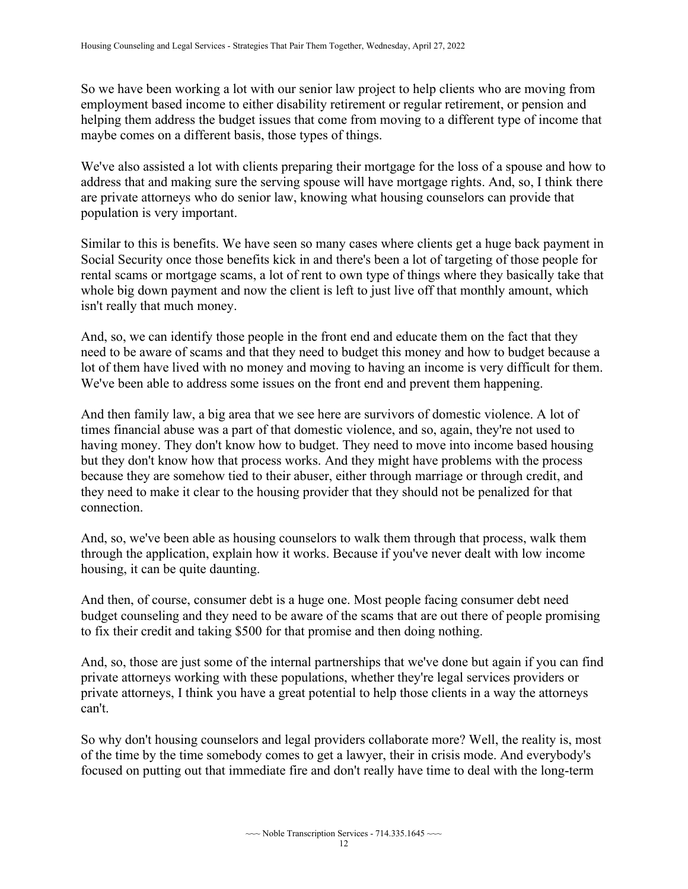So we have been working a lot with our senior law project to help clients who are moving from employment based income to either disability retirement or regular retirement, or pension and helping them address the budget issues that come from moving to a different type of income that maybe comes on a different basis, those types of things.

We've also assisted a lot with clients preparing their mortgage for the loss of a spouse and how to address that and making sure the serving spouse will have mortgage rights. And, so, I think there are private attorneys who do senior law, knowing what housing counselors can provide that population is very important.

Similar to this is benefits. We have seen so many cases where clients get a huge back payment in Social Security once those benefits kick in and there's been a lot of targeting of those people for rental scams or mortgage scams, a lot of rent to own type of things where they basically take that whole big down payment and now the client is left to just live off that monthly amount, which isn't really that much money.

And, so, we can identify those people in the front end and educate them on the fact that they need to be aware of scams and that they need to budget this money and how to budget because a lot of them have lived with no money and moving to having an income is very difficult for them. We've been able to address some issues on the front end and prevent them happening.

And then family law, a big area that we see here are survivors of domestic violence. A lot of times financial abuse was a part of that domestic violence, and so, again, they're not used to having money. They don't know how to budget. They need to move into income based housing but they don't know how that process works. And they might have problems with the process because they are somehow tied to their abuser, either through marriage or through credit, and they need to make it clear to the housing provider that they should not be penalized for that connection.

And, so, we've been able as housing counselors to walk them through that process, walk them through the application, explain how it works. Because if you've never dealt with low income housing, it can be quite daunting.

And then, of course, consumer debt is a huge one. Most people facing consumer debt need budget counseling and they need to be aware of the scams that are out there of people promising to fix their credit and taking $500 for that promise and then doing nothing.

And, so, those are just some of the internal partnerships that we've done but again if you can find private attorneys working with these populations, whether they're legal services providers or private attorneys, I think you have a great potential to help those clients in a way the attorneys can't.

So why don't housing counselors and legal providers collaborate more? Well, the reality is, most of the time by the time somebody comes to get a lawyer, their in crisis mode. And everybody's focused on putting out that immediate fire and don't really have time to deal with the long-term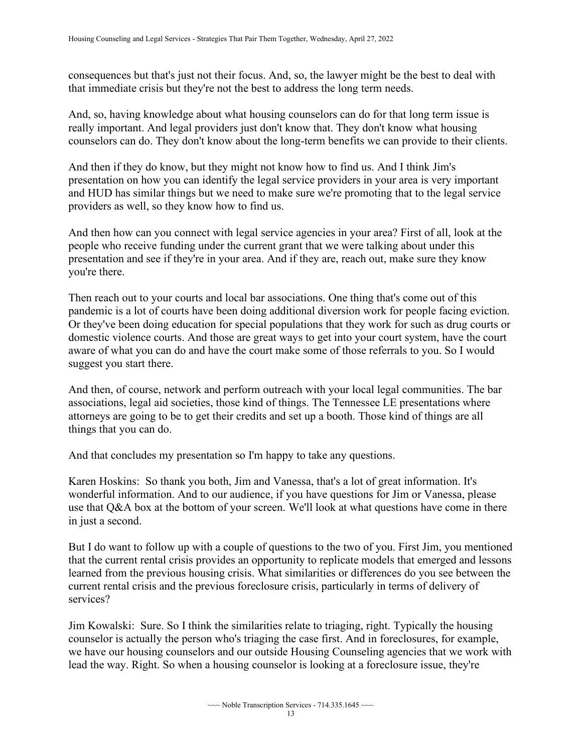consequences but that's just not their focus. And, so, the lawyer might be the best to deal with that immediate crisis but they're not the best to address the long term needs.

And, so, having knowledge about what housing counselors can do for that long term issue is really important. And legal providers just don't know that. They don't know what housing counselors can do. They don't know about the long-term benefits we can provide to their clients.

And then if they do know, but they might not know how to find us. And I think Jim's presentation on how you can identify the legal service providers in your area is very important and HUD has similar things but we need to make sure we're promoting that to the legal service providers as well, so they know how to find us.

And then how can you connect with legal service agencies in your area? First of all, look at the people who receive funding under the current grant that we were talking about under this presentation and see if they're in your area. And if they are, reach out, make sure they know you're there.

Then reach out to your courts and local bar associations. One thing that's come out of this pandemic is a lot of courts have been doing additional diversion work for people facing eviction. Or they've been doing education for special populations that they work for such as drug courts or domestic violence courts. And those are great ways to get into your court system, have the court aware of what you can do and have the court make some of those referrals to you. So I would suggest you start there.

And then, of course, network and perform outreach with your local legal communities. The bar associations, legal aid societies, those kind of things. The Tennessee LE presentations where attorneys are going to be to get their credits and set up a booth. Those kind of things are all things that you can do.

And that concludes my presentation so I'm happy to take any questions.

Karen Hoskins: So thank you both, Jim and Vanessa, that's a lot of great information. It's wonderful information. And to our audience, if you have questions for Jim or Vanessa, please use that Q&A box at the bottom of your screen. We'll look at what questions have come in there in just a second.

But I do want to follow up with a couple of questions to the two of you. First Jim, you mentioned that the current rental crisis provides an opportunity to replicate models that emerged and lessons learned from the previous housing crisis. What similarities or differences do you see between the current rental crisis and the previous foreclosure crisis, particularly in terms of delivery of services?

Jim Kowalski: Sure. So I think the similarities relate to triaging, right. Typically the housing counselor is actually the person who's triaging the case first. And in foreclosures, for example, we have our housing counselors and our outside Housing Counseling agencies that we work with lead the way. Right. So when a housing counselor is looking at a foreclosure issue, they're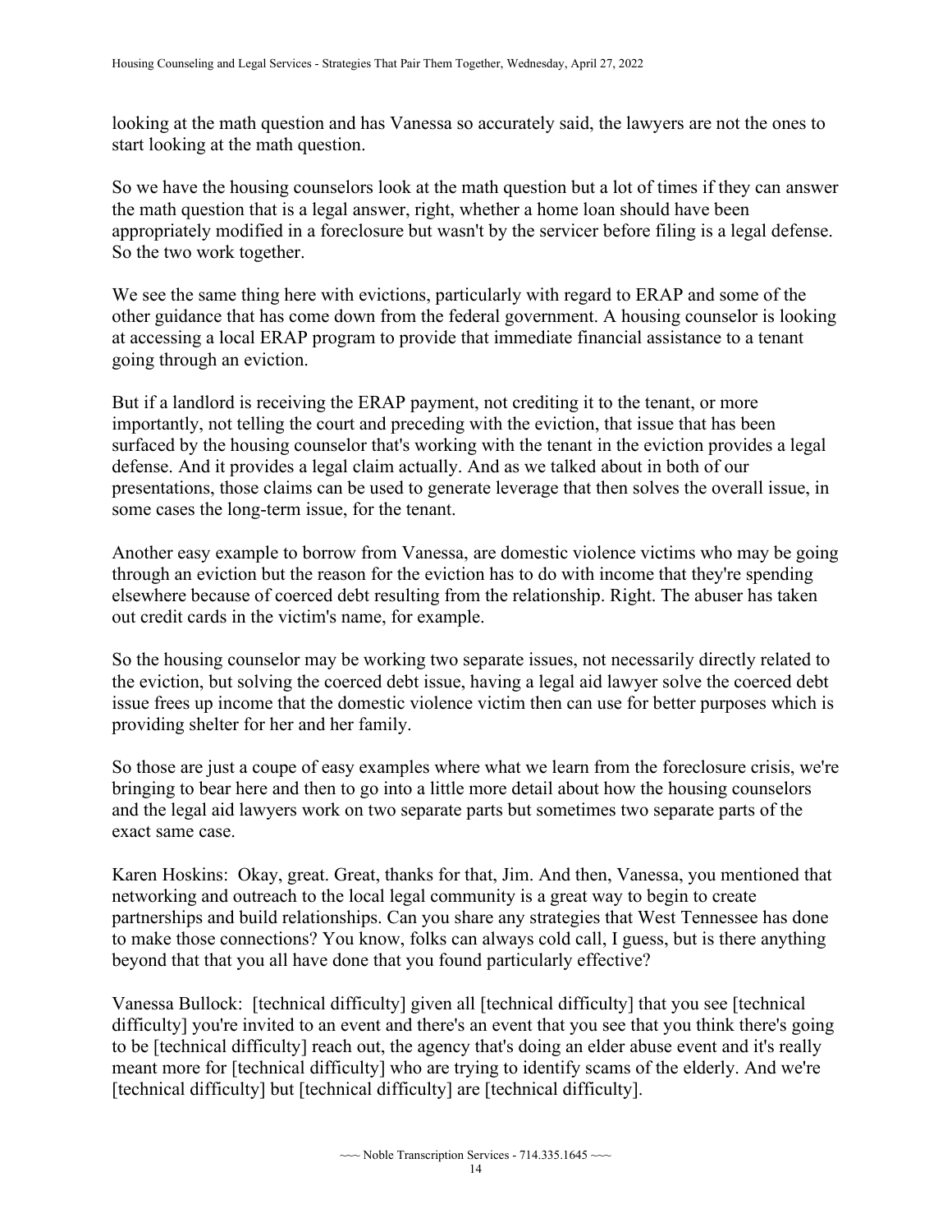looking at the math question and has Vanessa so accurately said, the lawyers are not the ones to start looking at the math question.

So we have the housing counselors look at the math question but a lot of times if they can answer the math question that is a legal answer, right, whether a home loan should have been appropriately modified in a foreclosure but wasn't by the servicer before filing is a legal defense. So the two work together.

We see the same thing here with evictions, particularly with regard to ERAP and some of the other guidance that has come down from the federal government. A housing counselor is looking at accessing a local ERAP program to provide that immediate financial assistance to a tenant going through an eviction.

But if a landlord is receiving the ERAP payment, not crediting it to the tenant, or more importantly, not telling the court and preceding with the eviction, that issue that has been surfaced by the housing counselor that's working with the tenant in the eviction provides a legal defense. And it provides a legal claim actually. And as we talked about in both of our presentations, those claims can be used to generate leverage that then solves the overall issue, in some cases the long-term issue, for the tenant.

Another easy example to borrow from Vanessa, are domestic violence victims who may be going through an eviction but the reason for the eviction has to do with income that they're spending elsewhere because of coerced debt resulting from the relationship. Right. The abuser has taken out credit cards in the victim's name, for example.

So the housing counselor may be working two separate issues, not necessarily directly related to the eviction, but solving the coerced debt issue, having a legal aid lawyer solve the coerced debt issue frees up income that the domestic violence victim then can use for better purposes which is providing shelter for her and her family.

So those are just a coupe of easy examples where what we learn from the foreclosure crisis, we're bringing to bear here and then to go into a little more detail about how the housing counselors and the legal aid lawyers work on two separate parts but sometimes two separate parts of the exact same case.

Karen Hoskins: Okay, great. Great, thanks for that, Jim. And then, Vanessa, you mentioned that networking and outreach to the local legal community is a great way to begin to create partnerships and build relationships. Can you share any strategies that West Tennessee has done to make those connections? You know, folks can always cold call, I guess, but is there anything beyond that that you all have done that you found particularly effective?

Vanessa Bullock: [technical difficulty] given all [technical difficulty] that you see [technical difficulty] you're invited to an event and there's an event that you see that you think there's going to be [technical difficulty] reach out, the agency that's doing an elder abuse event and it's really meant more for [technical difficulty] who are trying to identify scams of the elderly. And we're [technical difficulty] but [technical difficulty] are [technical difficulty].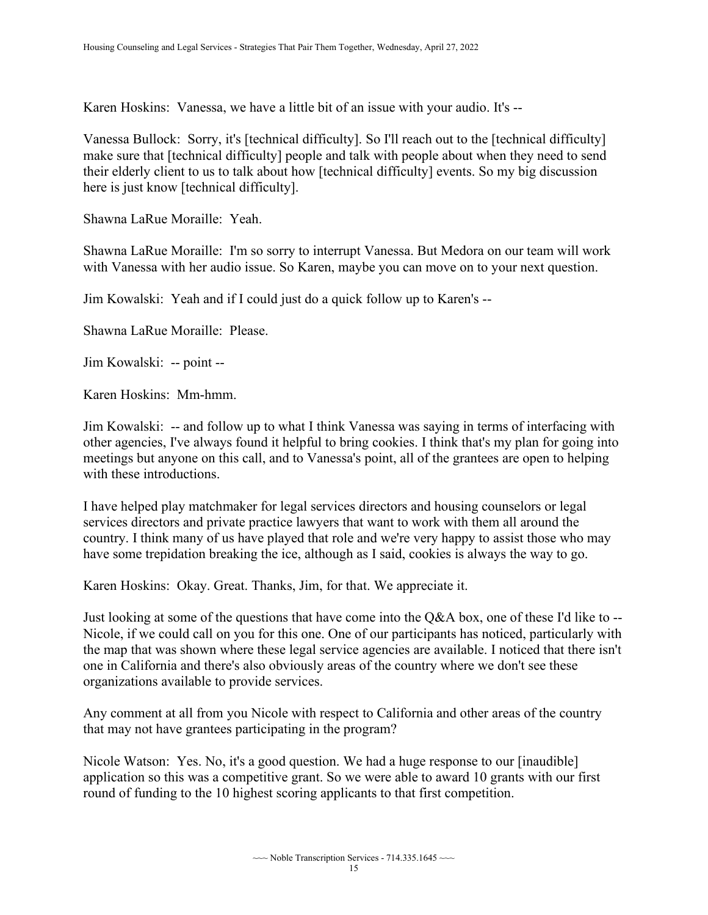Karen Hoskins: Vanessa, we have a little bit of an issue with your audio. It's --

Vanessa Bullock: Sorry, it's [technical difficulty]. So I'll reach out to the [technical difficulty] make sure that [technical difficulty] people and talk with people about when they need to send their elderly client to us to talk about how [technical difficulty] events. So my big discussion here is just know [technical difficulty].

Shawna LaRue Moraille: Yeah.

Shawna LaRue Moraille: I'm so sorry to interrupt Vanessa. But Medora on our team will work with Vanessa with her audio issue. So Karen, maybe you can move on to your next question.

Jim Kowalski: Yeah and if I could just do a quick follow up to Karen's --

Shawna LaRue Moraille: Please.

Jim Kowalski: -- point --

Karen Hoskins: Mm-hmm.

Jim Kowalski: -- and follow up to what I think Vanessa was saying in terms of interfacing with other agencies, I've always found it helpful to bring cookies. I think that's my plan for going into meetings but anyone on this call, and to Vanessa's point, all of the grantees are open to helping with these introductions.

I have helped play matchmaker for legal services directors and housing counselors or legal services directors and private practice lawyers that want to work with them all around the country. I think many of us have played that role and we're very happy to assist those who may have some trepidation breaking the ice, although as I said, cookies is always the way to go.

Karen Hoskins: Okay. Great. Thanks, Jim, for that. We appreciate it.

Just looking at some of the questions that have come into the Q&A box, one of these I'd like to -- Nicole, if we could call on you for this one. One of our participants has noticed, particularly with the map that was shown where these legal service agencies are available. I noticed that there isn't one in California and there's also obviously areas of the country where we don't see these organizations available to provide services.

Any comment at all from you Nicole with respect to California and other areas of the country that may not have grantees participating in the program?

Nicole Watson: Yes. No, it's a good question. We had a huge response to our [inaudible] application so this was a competitive grant. So we were able to award 10 grants with our first round of funding to the 10 highest scoring applicants to that first competition.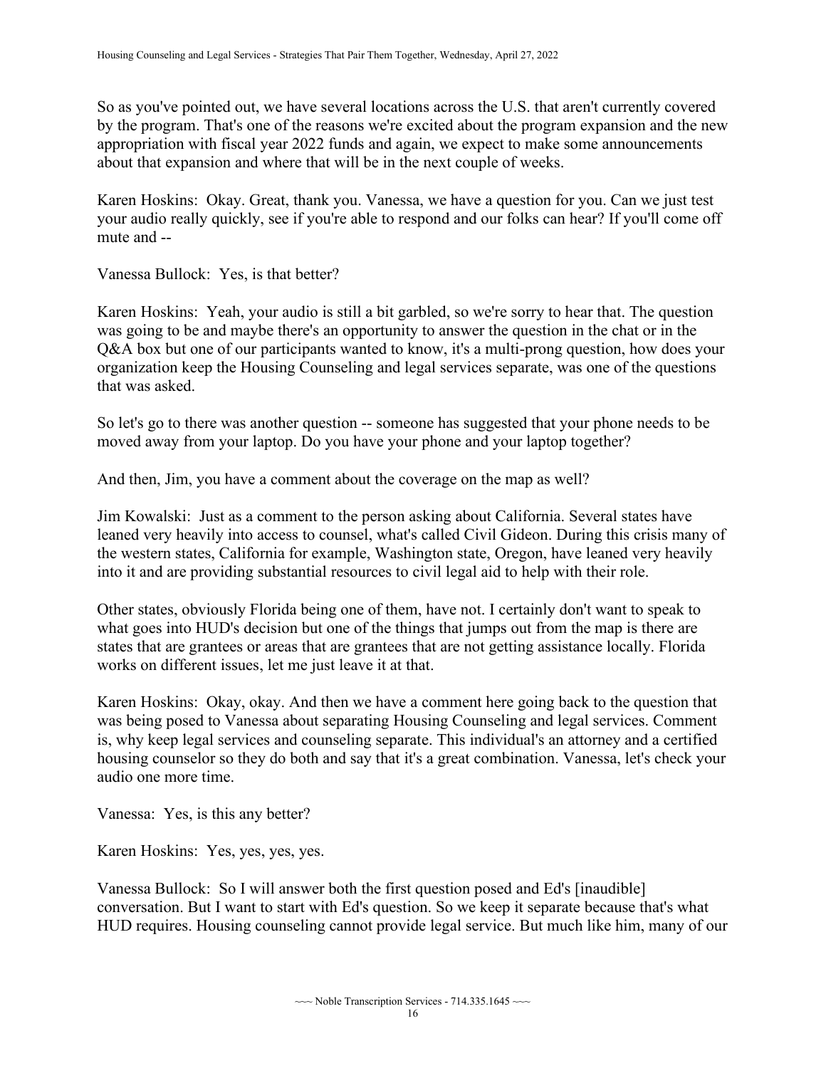So as you've pointed out, we have several locations across the U.S. that aren't currently covered by the program. That's one of the reasons we're excited about the program expansion and the new appropriation with fiscal year 2022 funds and again, we expect to make some announcements about that expansion and where that will be in the next couple of weeks.

Karen Hoskins: Okay. Great, thank you. Vanessa, we have a question for you. Can we just test your audio really quickly, see if you're able to respond and our folks can hear? If you'll come off mute and --

Vanessa Bullock: Yes, is that better?

Karen Hoskins: Yeah, your audio is still a bit garbled, so we're sorry to hear that. The question was going to be and maybe there's an opportunity to answer the question in the chat or in the Q&A box but one of our participants wanted to know, it's a multi-prong question, how does your organization keep the Housing Counseling and legal services separate, was one of the questions that was asked.

So let's go to there was another question -- someone has suggested that your phone needs to be moved away from your laptop. Do you have your phone and your laptop together?

And then, Jim, you have a comment about the coverage on the map as well?

Jim Kowalski: Just as a comment to the person asking about California. Several states have leaned very heavily into access to counsel, what's called Civil Gideon. During this crisis many of the western states, California for example, Washington state, Oregon, have leaned very heavily into it and are providing substantial resources to civil legal aid to help with their role.

Other states, obviously Florida being one of them, have not. I certainly don't want to speak to what goes into HUD's decision but one of the things that jumps out from the map is there are states that are grantees or areas that are grantees that are not getting assistance locally. Florida works on different issues, let me just leave it at that.

Karen Hoskins: Okay, okay. And then we have a comment here going back to the question that was being posed to Vanessa about separating Housing Counseling and legal services. Comment is, why keep legal services and counseling separate. This individual's an attorney and a certified housing counselor so they do both and say that it's a great combination. Vanessa, let's check your audio one more time.

Vanessa: Yes, is this any better?

Karen Hoskins: Yes, yes, yes, yes.

Vanessa Bullock: So I will answer both the first question posed and Ed's [inaudible] conversation. But I want to start with Ed's question. So we keep it separate because that's what HUD requires. Housing counseling cannot provide legal service. But much like him, many of our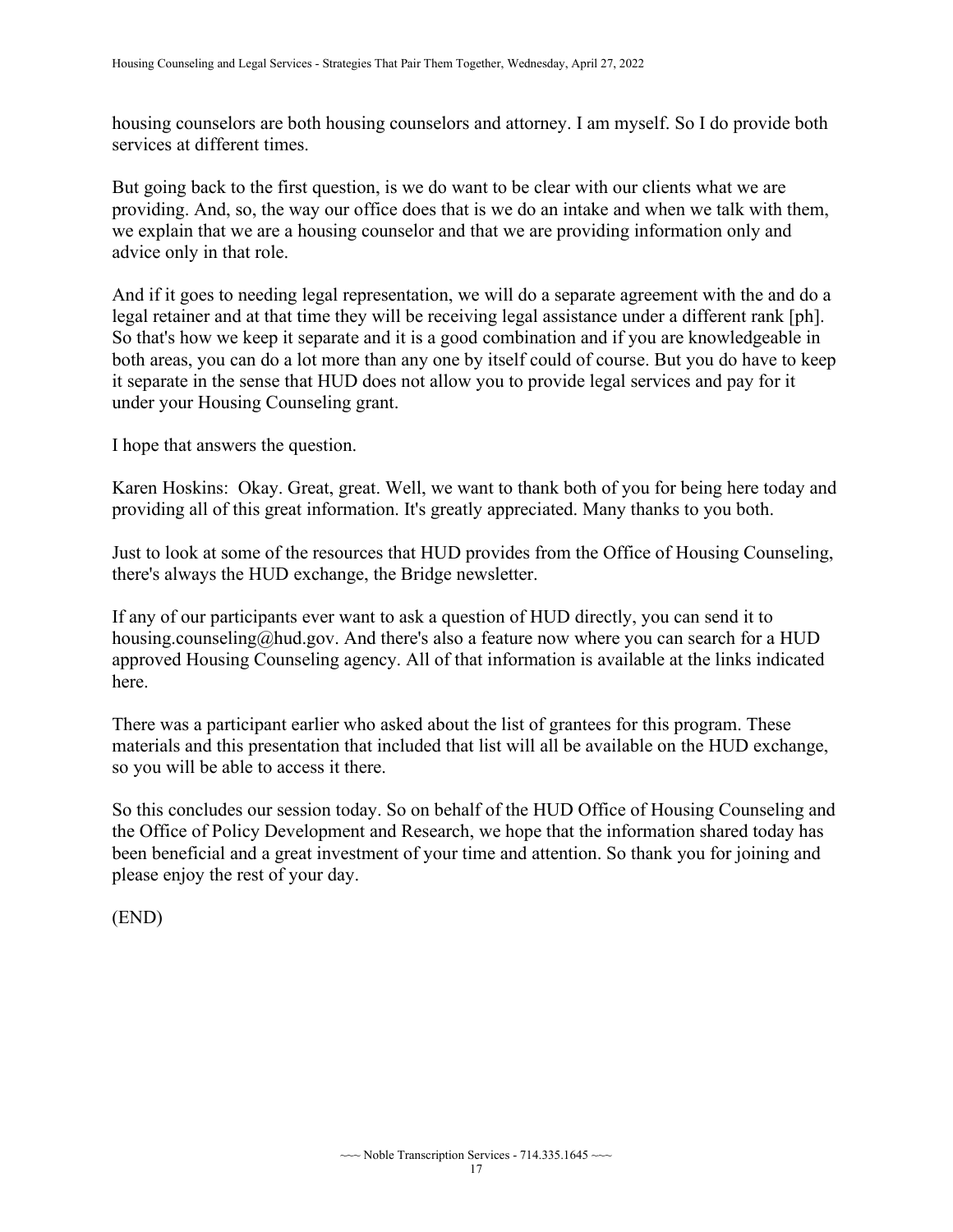housing counselors are both housing counselors and attorney. I am myself. So I do provide both services at different times.

But going back to the first question, is we do want to be clear with our clients what we are providing. And, so, the way our office does that is we do an intake and when we talk with them, we explain that we are a housing counselor and that we are providing information only and advice only in that role.

And if it goes to needing legal representation, we will do a separate agreement with the and do a legal retainer and at that time they will be receiving legal assistance under a different rank [ph]. So that's how we keep it separate and it is a good combination and if you are knowledgeable in both areas, you can do a lot more than any one by itself could of course. But you do have to keep it separate in the sense that HUD does not allow you to provide legal services and pay for it under your Housing Counseling grant.

I hope that answers the question.

Karen Hoskins: Okay. Great, great. Well, we want to thank both of you for being here today and providing all of this great information. It's greatly appreciated. Many thanks to you both.

Just to look at some of the resources that HUD provides from the Office of Housing Counseling, there's always the HUD exchange, the Bridge newsletter.

If any of our participants ever want to ask a question of HUD directly, you can send it to housing.counseling@hud.gov. And there's also a feature now where you can search for a HUD approved Housing Counseling agency. All of that information is available at the links indicated here.

There was a participant earlier who asked about the list of grantees for this program. These materials and this presentation that included that list will all be available on the HUD exchange, so you will be able to access it there.

So this concludes our session today. So on behalf of the HUD Office of Housing Counseling and the Office of Policy Development and Research, we hope that the information shared today has been beneficial and a great investment of your time and attention. So thank you for joining and please enjoy the rest of your day.

(END)